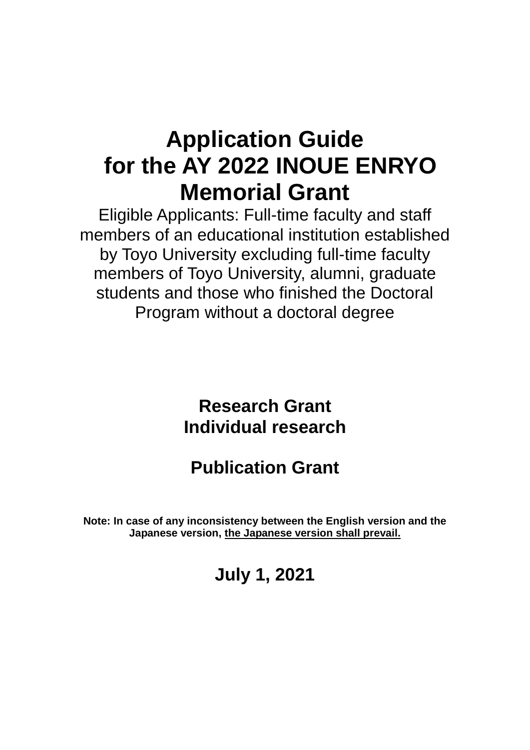# Application Guide for the AY 2022 INOUE ENRYO Memorial Grant

Eligible Applicants: Full-time faculty and staff members of an educational institution established by Toyo University excluding full-time faculty members of Toyo University, alumni, graduate students and those who finished the Doctoral Program without a doctoral degree

## Research Grant
## Individual research

## Publication Grant

**Note: In case of any inconsistency between the English version and the Japanese version, <u>the Japanese version shall prevail.</u>**

**July 1, 2021**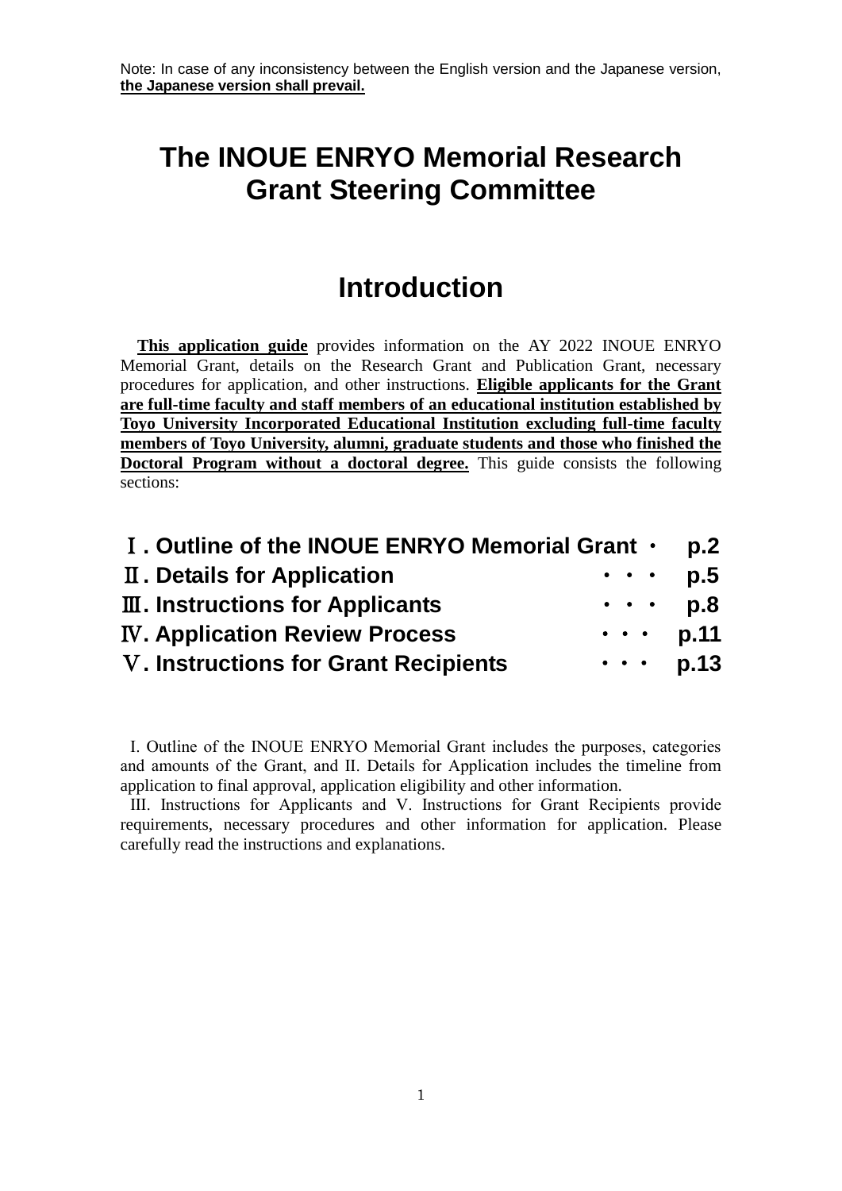Note: In case of any inconsistency between the English version and the Japanese version, **the Japanese version shall prevail.**

# The INOUE ENRYO Memorial Research Grant Steering Committee

# Introduction

**This application guide** provides information on the AY 2022 INOUE ENRYO Memorial Grant, details on the Research Grant and Publication Grant, necessary procedures for application, and other instructions. **Eligible applicants for the Grant are full-time faculty and staff members of an educational institution established by Toyo University Incorporated Educational Institution excluding full-time faculty members of Toyo University, alumni, graduate students and those who finished the Doctoral Program without a doctoral degree.** This guide consists the following sections:

**Ⅰ. Outline of the INOUE ENRYO Memorial Grant ・ p.2**
**Ⅱ. Details for Application ・・・ p.5**
**Ⅲ. Instructions for Applicants ・・・ p.8**
**Ⅳ. Application Review Process ・・・ p.11**
**Ⅴ. Instructions for Grant Recipients ・・・ p.13**

I. Outline of the INOUE ENRYO Memorial Grant includes the purposes, categories and amounts of the Grant, and II. Details for Application includes the timeline from application to final approval, application eligibility and other information.

III. Instructions for Applicants and V. Instructions for Grant Recipients provide requirements, necessary procedures and other information for application. Please carefully read the instructions and explanations.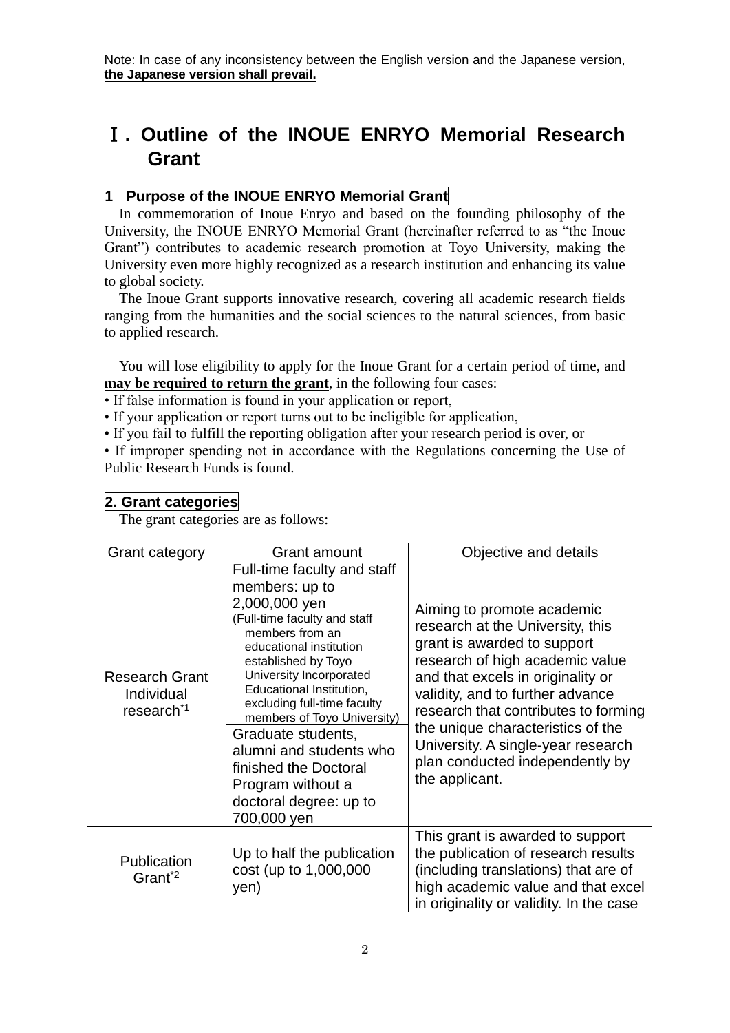Note: In case of any inconsistency between the English version and the Japanese version, **the Japanese version shall prevail.**

# Ⅰ. Outline of the INOUE ENRYO Memorial Research Grant

## 1 Purpose of the INOUE ENRYO Memorial Grant

In commemoration of Inoue Enryo and based on the founding philosophy of the University, the INOUE ENRYO Memorial Grant (hereinafter referred to as "the Inoue Grant") contributes to academic research promotion at Toyo University, making the University even more highly recognized as a research institution and enhancing its value to global society.

The Inoue Grant supports innovative research, covering all academic research fields ranging from the humanities and the social sciences to the natural sciences, from basic to applied research.

You will lose eligibility to apply for the Inoue Grant for a certain period of time, and **may be required to return the grant**, in the following four cases:

- If false information is found in your application or report,
- If your application or report turns out to be ineligible for application,
- If you fail to fulfill the reporting obligation after your research period is over, or
- If improper spending not in accordance with the Regulations concerning the Use of Public Research Funds is found.

## 2. Grant categories

The grant categories are as follows:

| Grant category | Grant amount | Objective and details |
|---|---|---|
| Research Grant Individual research[*1] | Full-time faculty and staff members: up to 2,000,000 yen (Full-time faculty and staff members from an educational institution established by Toyo University Incorporated Educational Institution, excluding full-time faculty members of Toyo University) | Aiming to promote academic research at the University, this grant is awarded to support research of high academic value and that excels in originality or validity, and to further advance research that contributes to forming the unique characteristics of the University. A single-year research plan conducted independently by the applicant. |
| | Graduate students, alumni and students who finished the Doctoral Program without a doctoral degree: up to 700,000 yen | |
| Publication Grant[*2] | Up to half the publication cost (up to 1,000,000 yen) | This grant is awarded to support the publication of research results (including translations) that are of high academic value and that excel in originality or validity. In the case |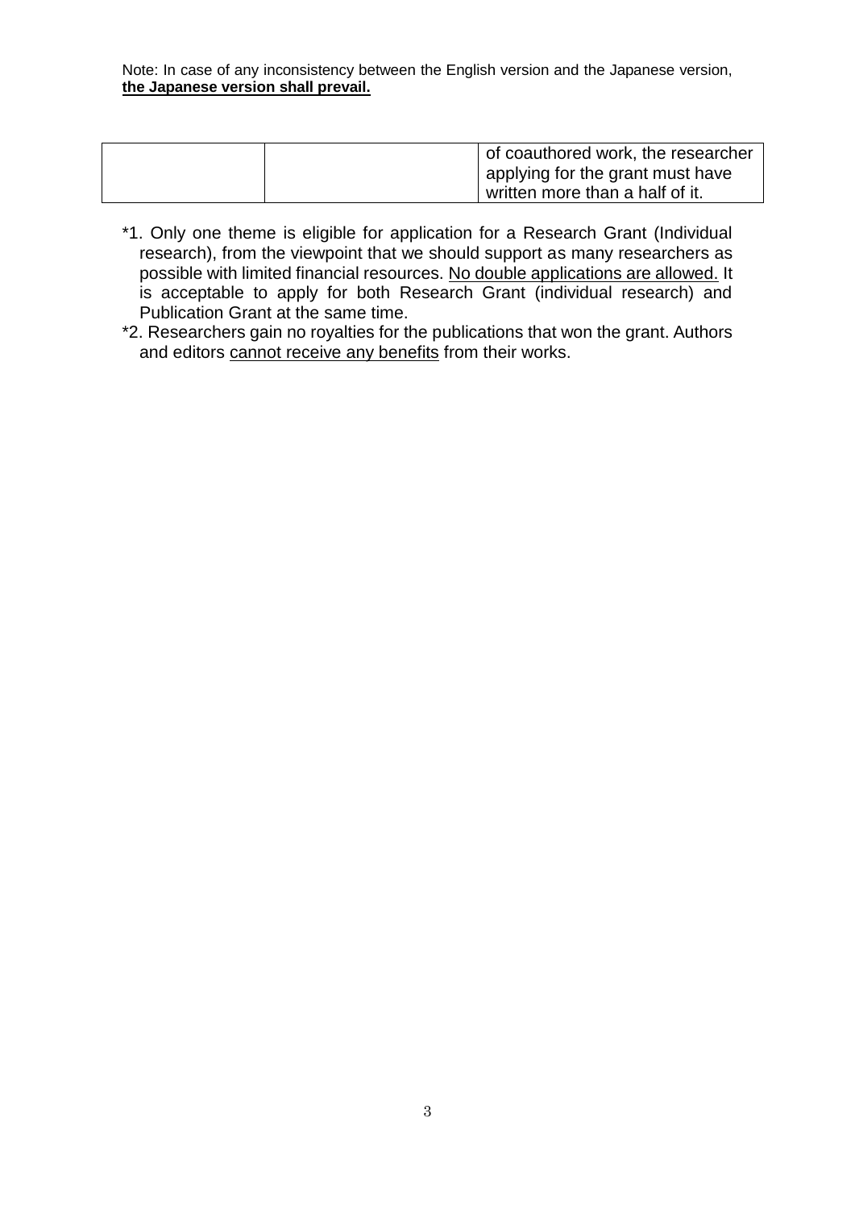Note: In case of any inconsistency between the English version and the Japanese version, **the Japanese version shall prevail.**

| | | |
|---|---|---|
| | | of coauthored work, the researcher applying for the grant must have written more than a half of it. |

*1. Only one theme is eligible for application for a Research Grant (Individual research), from the viewpoint that we should support as many researchers as possible with limited financial resources. No double applications are allowed. It is acceptable to apply for both Research Grant (individual research) and Publication Grant at the same time.

*2. Researchers gain no royalties for the publications that won the grant. Authors and editors cannot receive any benefits from their works.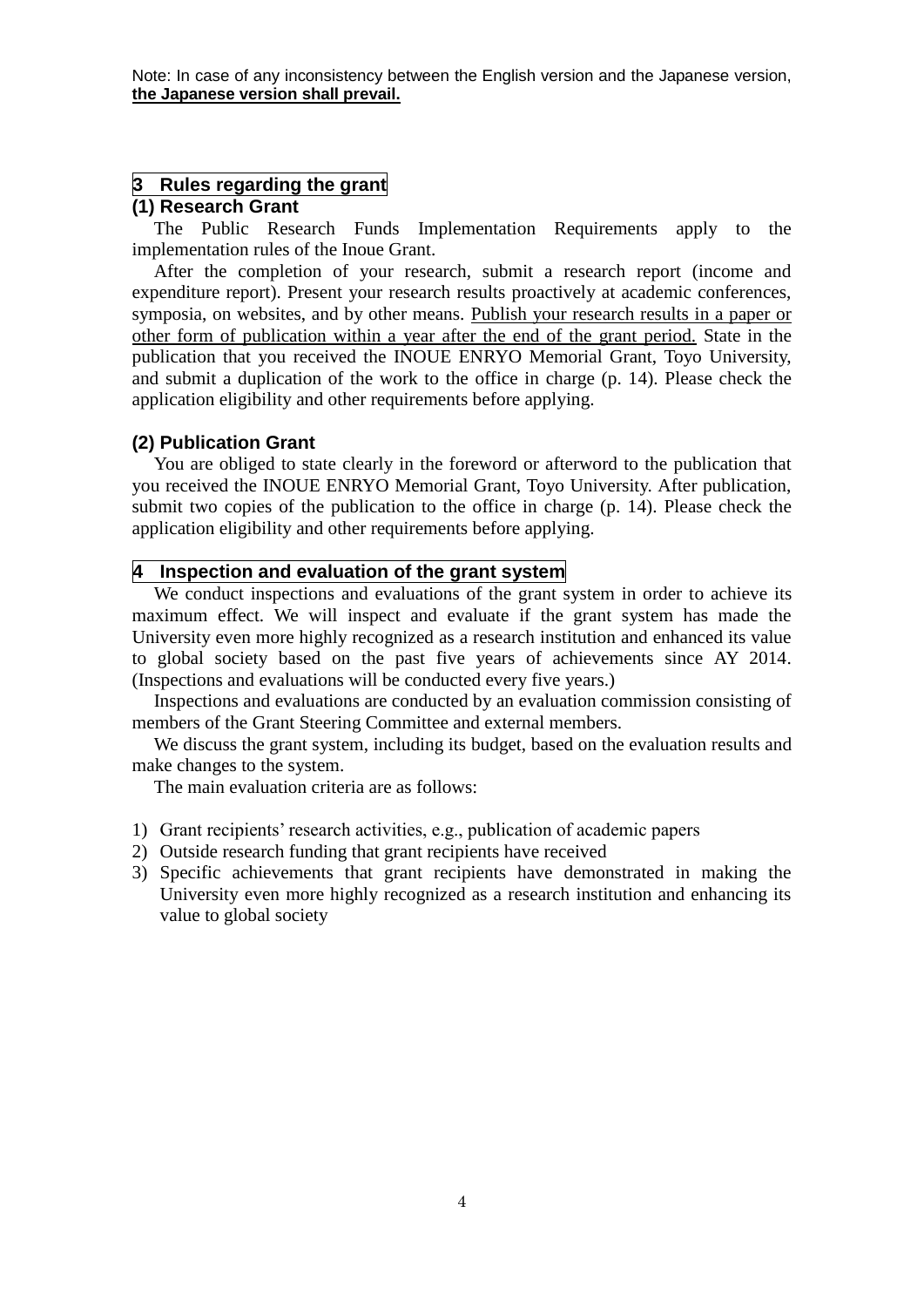Note: In case of any inconsistency between the English version and the Japanese version, **the Japanese version shall prevail.**

## 3 Rules regarding the grant

### (1) Research Grant

The Public Research Funds Implementation Requirements apply to the implementation rules of the Inoue Grant.

After the completion of your research, submit a research report (income and expenditure report). Present your research results proactively at academic conferences, symposia, on websites, and by other means. Publish your research results in a paper or other form of publication within a year after the end of the grant period. State in the publication that you received the INOUE ENRYO Memorial Grant, Toyo University, and submit a duplication of the work to the office in charge (p. 14). Please check the application eligibility and other requirements before applying.

### (2) Publication Grant

You are obliged to state clearly in the foreword or afterword to the publication that you received the INOUE ENRYO Memorial Grant, Toyo University. After publication, submit two copies of the publication to the office in charge (p. 14). Please check the application eligibility and other requirements before applying.

## 4 Inspection and evaluation of the grant system

We conduct inspections and evaluations of the grant system in order to achieve its maximum effect. We will inspect and evaluate if the grant system has made the University even more highly recognized as a research institution and enhanced its value to global society based on the past five years of achievements since AY 2014. (Inspections and evaluations will be conducted every five years.)

Inspections and evaluations are conducted by an evaluation commission consisting of members of the Grant Steering Committee and external members.

We discuss the grant system, including its budget, based on the evaluation results and make changes to the system.

The main evaluation criteria are as follows:

1) Grant recipients' research activities, e.g., publication of academic papers
2) Outside research funding that grant recipients have received
3) Specific achievements that grant recipients have demonstrated in making the University even more highly recognized as a research institution and enhancing its value to global society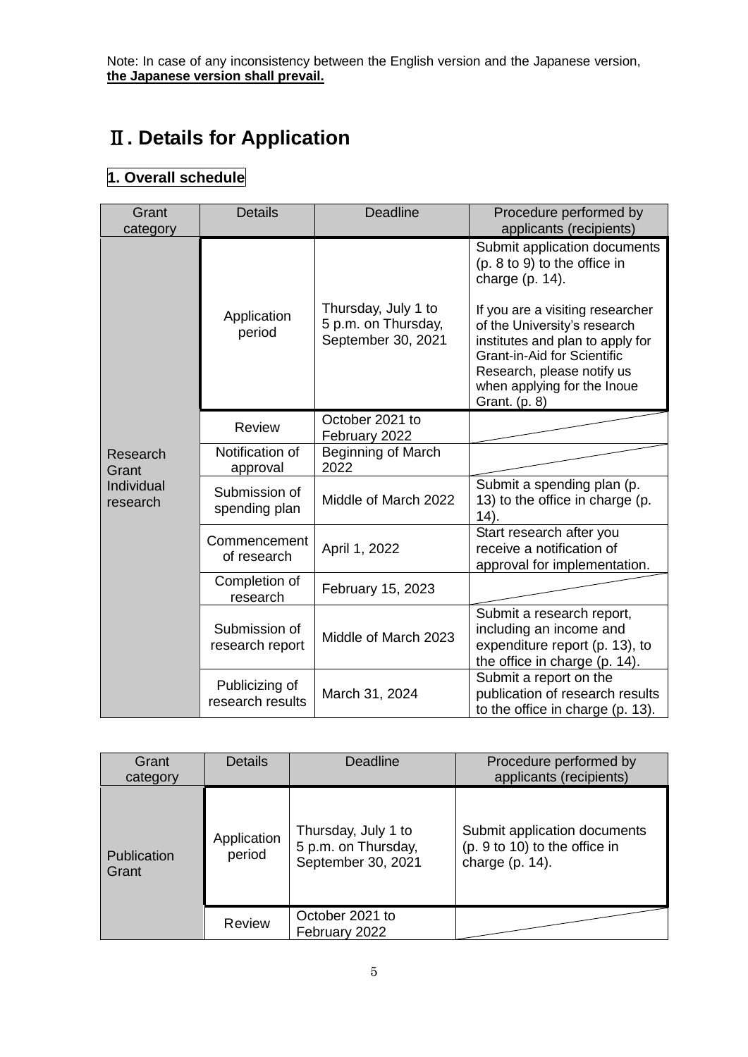Note: In case of any inconsistency between the English version and the Japanese version, **the Japanese version shall prevail.**

# Ⅱ. Details for Application

## 1. Overall schedule

| Grant category | Details | Deadline | Procedure performed by applicants (recipients) |
|---|---|---|---|
| Research Grant Individual research | Application period | Thursday, July 1 to 5 p.m. on Thursday, September 30, 2021 | Submit application documents (p. 8 to 9) to the office in charge (p. 14).<br><br>If you are a visiting researcher of the University's research institutes and plan to apply for Grant-in-Aid for Scientific Research, please notify us when applying for the Inoue Grant. (p. 8) |
| | Review | October 2021 to February 2022 | |
| | Notification of approval | Beginning of March 2022 | |
| | Submission of spending plan | Middle of March 2022 | Submit a spending plan (p. 13) to the office in charge (p. 14). |
| | Commencement of research | April 1, 2022 | Start research after you receive a notification of approval for implementation. |
| | Completion of research | February 15, 2023 | |
| | Submission of research report | Middle of March 2023 | Submit a research report, including an income and expenditure report (p. 13), to the office in charge (p. 14). |
| | Publicizing of research results | March 31, 2024 | Submit a report on the publication of research results to the office in charge (p. 13). |

| Grant category | Details | Deadline | Procedure performed by applicants (recipients) |
|---|---|---|---|
| Publication Grant | Application period | Thursday, July 1 to 5 p.m. on Thursday, September 30, 2021 | Submit application documents (p. 9 to 10) to the office in charge (p. 14). |
| | Review | October 2021 to February 2022 | |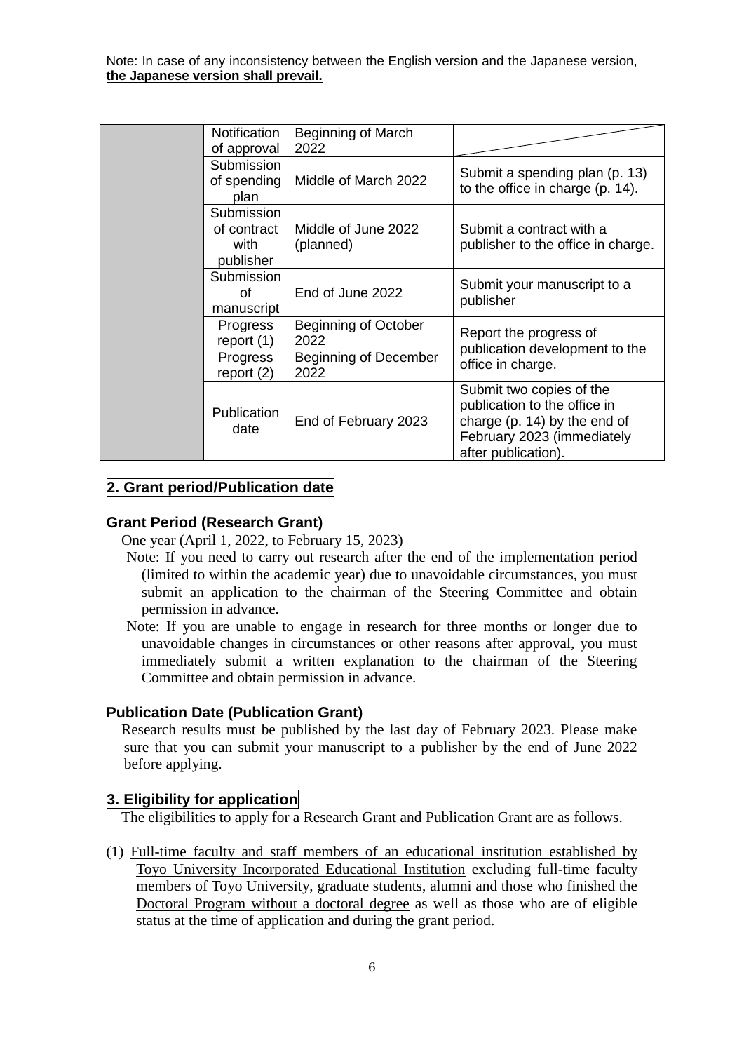Note: In case of any inconsistency between the English version and the Japanese version, **the Japanese version shall prevail.**

| | | | |
|---|---|---|---|
| | Notification of approval | Beginning of March 2022 | |
| | Submission of spending plan | Middle of March 2022 | Submit a spending plan (p. 13) to the office in charge (p. 14). |
| | Submission of contract with publisher | Middle of June 2022 (planned) | Submit a contract with a publisher to the office in charge. |
| | Submission of manuscript | End of June 2022 | Submit your manuscript to a publisher |
| | Progress report (1) | Beginning of October 2022 | Report the progress of publication development to the office in charge. |
| | Progress report (2) | Beginning of December 2022 | |
| | Publication date | End of February 2023 | Submit two copies of the publication to the office in charge (p. 14) by the end of February 2023 (immediately after publication). |

## 2. Grant period/Publication date

### Grant Period (Research Grant)

One year (April 1, 2022, to February 15, 2023)

Note: If you need to carry out research after the end of the implementation period (limited to within the academic year) due to unavoidable circumstances, you must submit an application to the chairman of the Steering Committee and obtain permission in advance.

Note: If you are unable to engage in research for three months or longer due to unavoidable changes in circumstances or other reasons after approval, you must immediately submit a written explanation to the chairman of the Steering Committee and obtain permission in advance.

### Publication Date (Publication Grant)

Research results must be published by the last day of February 2023. Please make sure that you can submit your manuscript to a publisher by the end of June 2022 before applying.

## 3. Eligibility for application

The eligibilities to apply for a Research Grant and Publication Grant are as follows.

(1) Full-time faculty and staff members of an educational institution established by Toyo University Incorporated Educational Institution excluding full-time faculty members of Toyo University, graduate students, alumni and those who finished the Doctoral Program without a doctoral degree as well as those who are of eligible status at the time of application and during the grant period.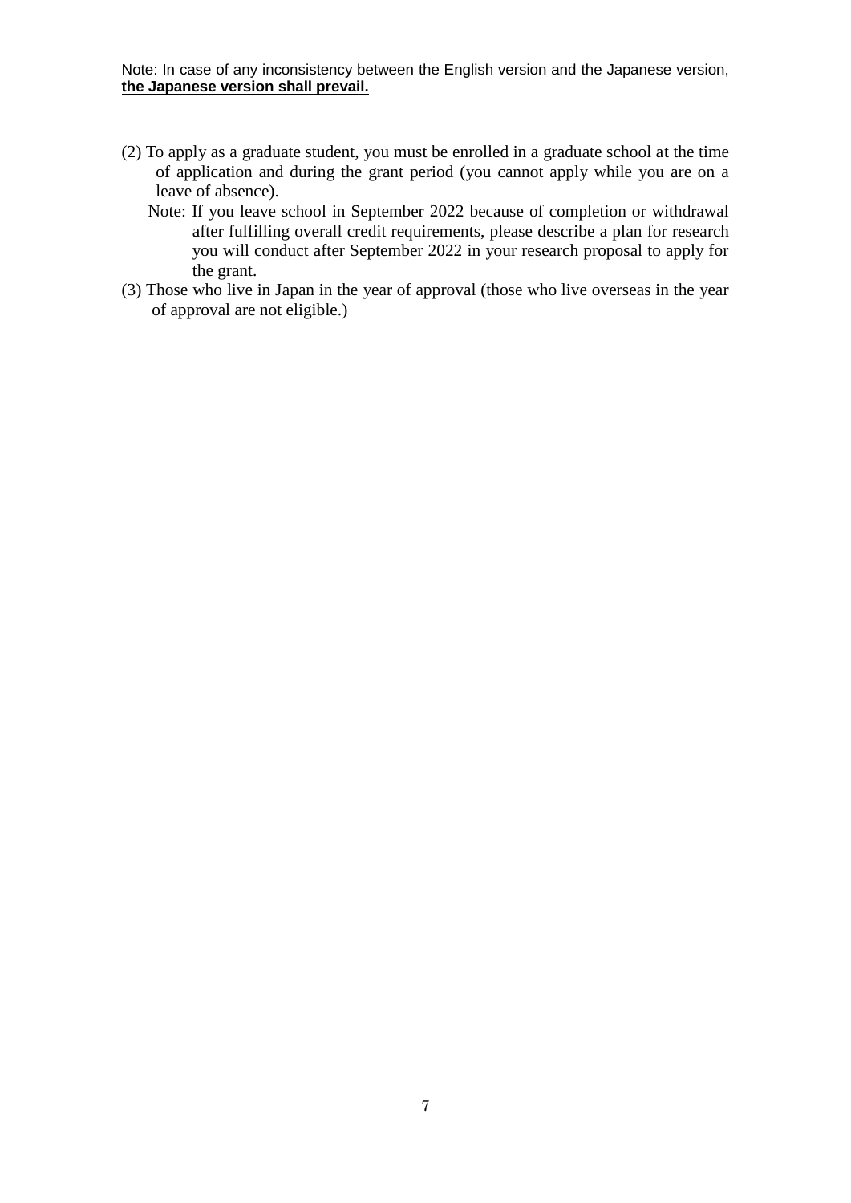Note: In case of any inconsistency between the English version and the Japanese version, **the Japanese version shall prevail.**

(2) To apply as a graduate student, you must be enrolled in a graduate school at the time of application and during the grant period (you cannot apply while you are on a leave of absence).

Note: If you leave school in September 2022 because of completion or withdrawal after fulfilling overall credit requirements, please describe a plan for research you will conduct after September 2022 in your research proposal to apply for the grant.

(3) Those who live in Japan in the year of approval (those who live overseas in the year of approval are not eligible.)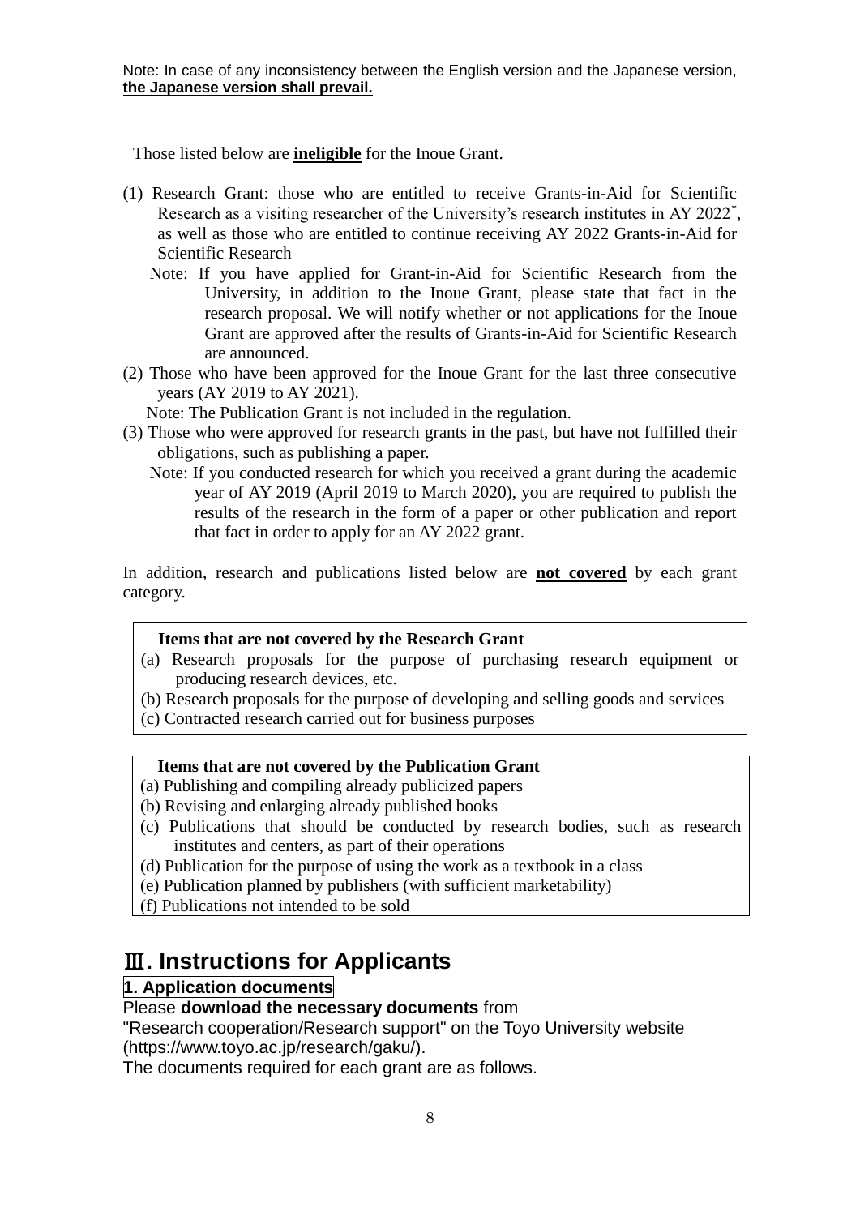Note: In case of any inconsistency between the English version and the Japanese version, **the Japanese version shall prevail.**

Those listed below are **ineligible** for the Inoue Grant.

(1) Research Grant: those who are entitled to receive Grants-in-Aid for Scientific Research as a visiting researcher of the University's research institutes in AY 2022*, as well as those who are entitled to continue receiving AY 2022 Grants-in-Aid for Scientific Research

Note: If you have applied for Grant-in-Aid for Scientific Research from the University, in addition to the Inoue Grant, please state that fact in the research proposal. We will notify whether or not applications for the Inoue Grant are approved after the results of Grants-in-Aid for Scientific Research are announced.

(2) Those who have been approved for the Inoue Grant for the last three consecutive years (AY 2019 to AY 2021).

Note: The Publication Grant is not included in the regulation.

(3) Those who were approved for research grants in the past, but have not fulfilled their obligations, such as publishing a paper.

Note: If you conducted research for which you received a grant during the academic year of AY 2019 (April 2019 to March 2020), you are required to publish the results of the research in the form of a paper or other publication and report that fact in order to apply for an AY 2022 grant.

In addition, research and publications listed below are **not covered** by each grant category.

**Items that are not covered by the Research Grant**

(a) Research proposals for the purpose of purchasing research equipment or producing research devices, etc.
(b) Research proposals for the purpose of developing and selling goods and services
(c) Contracted research carried out for business purposes

**Items that are not covered by the Publication Grant**

(a) Publishing and compiling already publicized papers
(b) Revising and enlarging already published books
(c) Publications that should be conducted by research bodies, such as research institutes and centers, as part of their operations
(d) Publication for the purpose of using the work as a textbook in a class
(e) Publication planned by publishers (with sufficient marketability)
(f) Publications not intended to be sold

## Ⅲ. Instructions for Applicants

### 1. Application documents

Please **download the necessary documents** from "Research cooperation/Research support" on the Toyo University website (https://www.toyo.ac.jp/research/gaku/).

The documents required for each grant are as follows.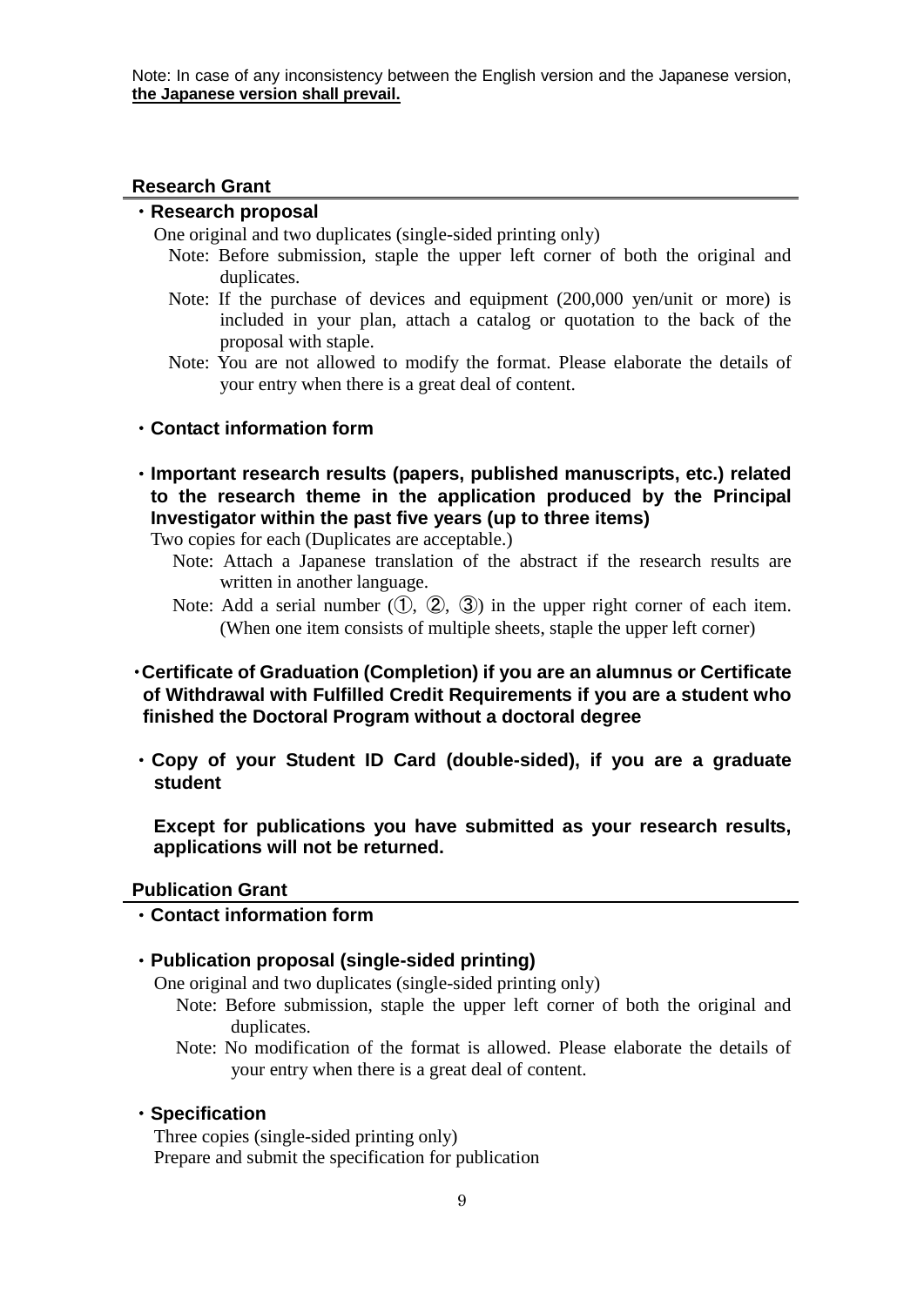Note: In case of any inconsistency between the English version and the Japanese version, **the Japanese version shall prevail.**

## Research Grant

- **Research proposal**

  One original and two duplicates (single-sided printing only)

  Note: Before submission, staple the upper left corner of both the original and duplicates.

  Note: If the purchase of devices and equipment (200,000 yen/unit or more) is included in your plan, attach a catalog or quotation to the back of the proposal with staple.

  Note: You are not allowed to modify the format. Please elaborate the details of your entry when there is a great deal of content.

- **Contact information form**

- **Important research results (papers, published manuscripts, etc.) related to the research theme in the application produced by the Principal Investigator within the past five years (up to three items)**

  Two copies for each (Duplicates are acceptable.)

  Note: Attach a Japanese translation of the abstract if the research results are written in another language.

  Note: Add a serial number (①, ②, ③) in the upper right corner of each item. (When one item consists of multiple sheets, staple the upper left corner)

- **Certificate of Graduation (Completion) if you are an alumnus or Certificate of Withdrawal with Fulfilled Credit Requirements if you are a student who finished the Doctoral Program without a doctoral degree**

- **Copy of your Student ID Card (double-sided), if you are a graduate student**

  **Except for publications you have submitted as your research results, applications will not be returned.**

## Publication Grant

- **Contact information form**

- **Publication proposal (single-sided printing)**

  One original and two duplicates (single-sided printing only)

  Note: Before submission, staple the upper left corner of both the original and duplicates.

  Note: No modification of the format is allowed. Please elaborate the details of your entry when there is a great deal of content.

- **Specification**

  Three copies (single-sided printing only)

  Prepare and submit the specification for publication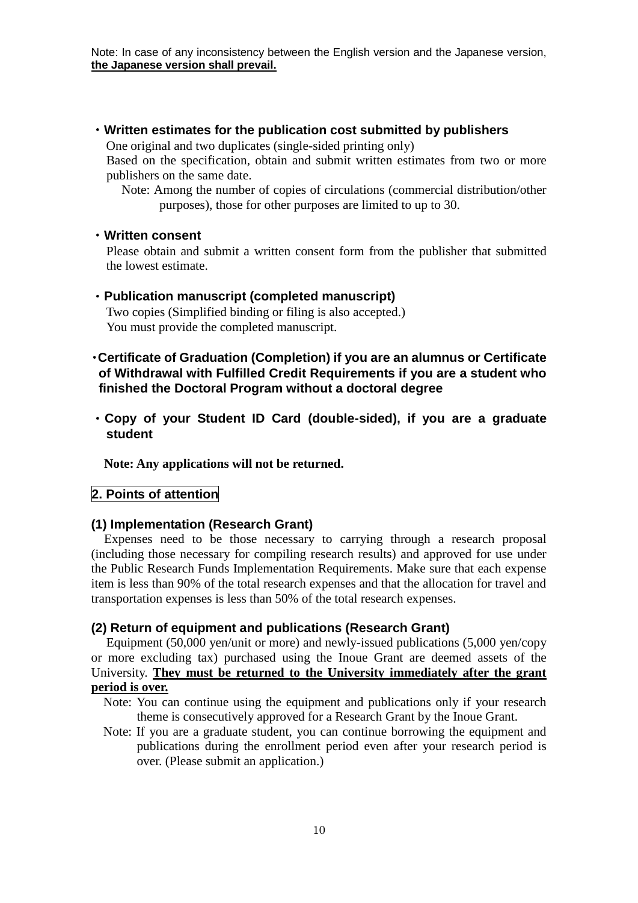Note: In case of any inconsistency between the English version and the Japanese version, **the Japanese version shall prevail.**

- **Written estimates for the publication cost submitted by publishers**
  One original and two duplicates (single-sided printing only)
  Based on the specification, obtain and submit written estimates from two or more publishers on the same date.
  Note: Among the number of copies of circulations (commercial distribution/other purposes), those for other purposes are limited to up to 30.

- **Written consent**
  Please obtain and submit a written consent form from the publisher that submitted the lowest estimate.

- **Publication manuscript (completed manuscript)**
  Two copies (Simplified binding or filing is also accepted.)
  You must provide the completed manuscript.

- **Certificate of Graduation (Completion) if you are an alumnus or Certificate of Withdrawal with Fulfilled Credit Requirements if you are a student who finished the Doctoral Program without a doctoral degree**

- **Copy of your Student ID Card (double-sided), if you are a graduate student**

**Note: Any applications will not be returned.**

## 2. Points of attention

### (1) Implementation (Research Grant)

Expenses need to be those necessary to carrying through a research proposal (including those necessary for compiling research results) and approved for use under the Public Research Funds Implementation Requirements. Make sure that each expense item is less than 90% of the total research expenses and that the allocation for travel and transportation expenses is less than 50% of the total research expenses.

### (2) Return of equipment and publications (Research Grant)

Equipment (50,000 yen/unit or more) and newly-issued publications (5,000 yen/copy or more excluding tax) purchased using the Inoue Grant are deemed assets of the University. **They must be returned to the University immediately after the grant period is over.**

Note: You can continue using the equipment and publications only if your research theme is consecutively approved for a Research Grant by the Inoue Grant.

Note: If you are a graduate student, you can continue borrowing the equipment and publications during the enrollment period even after your research period is over. (Please submit an application.)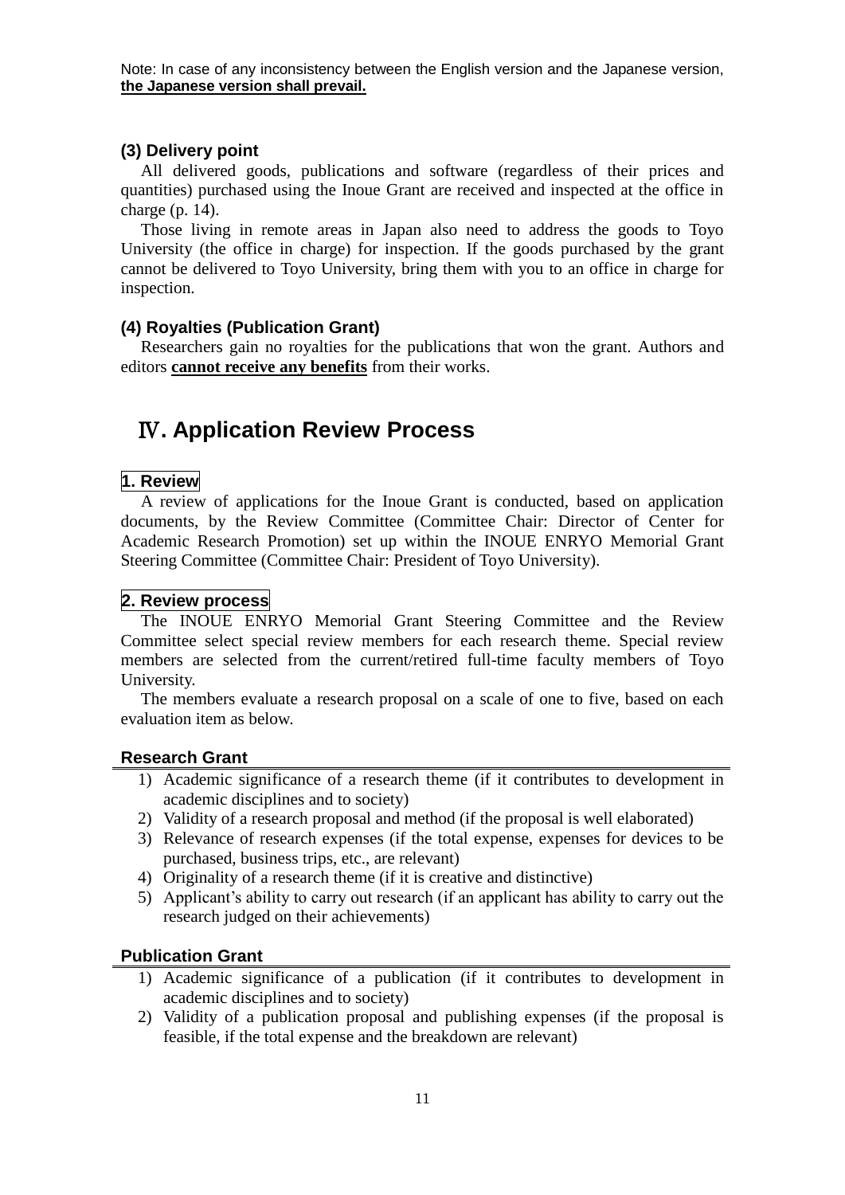Note: In case of any inconsistency between the English version and the Japanese version, **the Japanese version shall prevail.**

### (3) Delivery point

All delivered goods, publications and software (regardless of their prices and quantities) purchased using the Inoue Grant are received and inspected at the office in charge (p. 14).

Those living in remote areas in Japan also need to address the goods to Toyo University (the office in charge) for inspection. If the goods purchased by the grant cannot be delivered to Toyo University, bring them with you to an office in charge for inspection.

### (4) Royalties (Publication Grant)

Researchers gain no royalties for the publications that won the grant. Authors and editors **cannot receive any benefits** from their works.

## Ⅳ. Application Review Process

### 1. Review

A review of applications for the Inoue Grant is conducted, based on application documents, by the Review Committee (Committee Chair: Director of Center for Academic Research Promotion) set up within the INOUE ENRYO Memorial Grant Steering Committee (Committee Chair: President of Toyo University).

### 2. Review process

The INOUE ENRYO Memorial Grant Steering Committee and the Review Committee select special review members for each research theme. Special review members are selected from the current/retired full-time faculty members of Toyo University.

The members evaluate a research proposal on a scale of one to five, based on each evaluation item as below.

#### Research Grant

1) Academic significance of a research theme (if it contributes to development in academic disciplines and to society)
2) Validity of a research proposal and method (if the proposal is well elaborated)
3) Relevance of research expenses (if the total expense, expenses for devices to be purchased, business trips, etc., are relevant)
4) Originality of a research theme (if it is creative and distinctive)
5) Applicant's ability to carry out research (if an applicant has ability to carry out the research judged on their achievements)

#### Publication Grant

1) Academic significance of a publication (if it contributes to development in academic disciplines and to society)
2) Validity of a publication proposal and publishing expenses (if the proposal is feasible, if the total expense and the breakdown are relevant)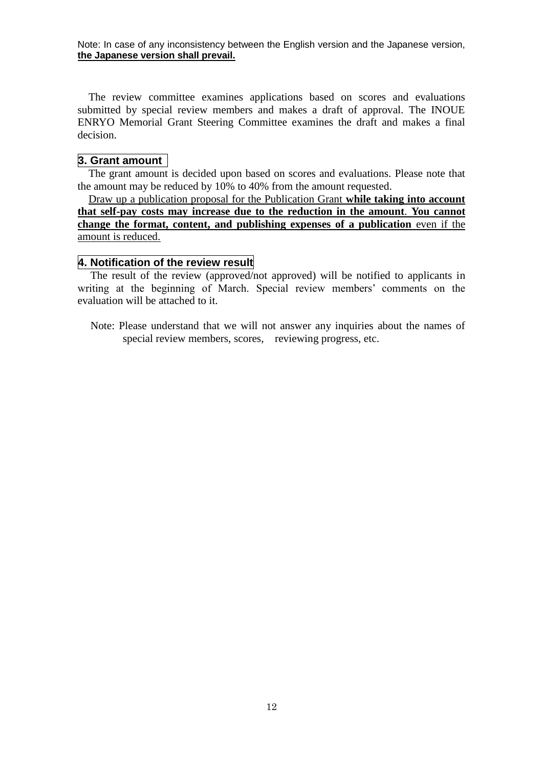Note: In case of any inconsistency between the English version and the Japanese version, **the Japanese version shall prevail.**

The review committee examines applications based on scores and evaluations submitted by special review members and makes a draft of approval. The INOUE ENRYO Memorial Grant Steering Committee examines the draft and makes a final decision.

## 3. Grant amount

The grant amount is decided upon based on scores and evaluations. Please note that the amount may be reduced by 10% to 40% from the amount requested.

Draw up a publication proposal for the Publication Grant **while taking into account that self-pay costs may increase due to the reduction in the amount**. **You cannot change the format, content, and publishing expenses of a publication** even if the amount is reduced.

## 4. Notification of the review result

The result of the review (approved/not approved) will be notified to applicants in writing at the beginning of March. Special review members' comments on the evaluation will be attached to it.

Note: Please understand that we will not answer any inquiries about the names of special review members, scores, reviewing progress, etc.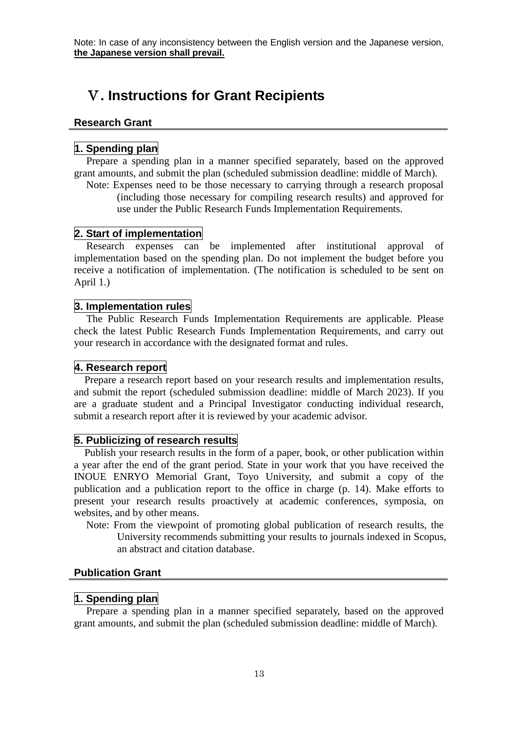Note: In case of any inconsistency between the English version and the Japanese version, **the Japanese version shall prevail.**

# Ⅴ. Instructions for Grant Recipients

## Research Grant

### 1. Spending plan

Prepare a spending plan in a manner specified separately, based on the approved grant amounts, and submit the plan (scheduled submission deadline: middle of March).

Note: Expenses need to be those necessary to carrying through a research proposal (including those necessary for compiling research results) and approved for use under the Public Research Funds Implementation Requirements.

### 2. Start of implementation

Research expenses can be implemented after institutional approval of implementation based on the spending plan. Do not implement the budget before you receive a notification of implementation. (The notification is scheduled to be sent on April 1.)

### 3. Implementation rules

The Public Research Funds Implementation Requirements are applicable. Please check the latest Public Research Funds Implementation Requirements, and carry out your research in accordance with the designated format and rules.

### 4. Research report

Prepare a research report based on your research results and implementation results, and submit the report (scheduled submission deadline: middle of March 2023). If you are a graduate student and a Principal Investigator conducting individual research, submit a research report after it is reviewed by your academic advisor.

### 5. Publicizing of research results

Publish your research results in the form of a paper, book, or other publication within a year after the end of the grant period. State in your work that you have received the INOUE ENRYO Memorial Grant, Toyo University, and submit a copy of the publication and a publication report to the office in charge (p. 14). Make efforts to present your research results proactively at academic conferences, symposia, on websites, and by other means.

Note: From the viewpoint of promoting global publication of research results, the University recommends submitting your results to journals indexed in Scopus, an abstract and citation database.

## Publication Grant

### 1. Spending plan

Prepare a spending plan in a manner specified separately, based on the approved grant amounts, and submit the plan (scheduled submission deadline: middle of March).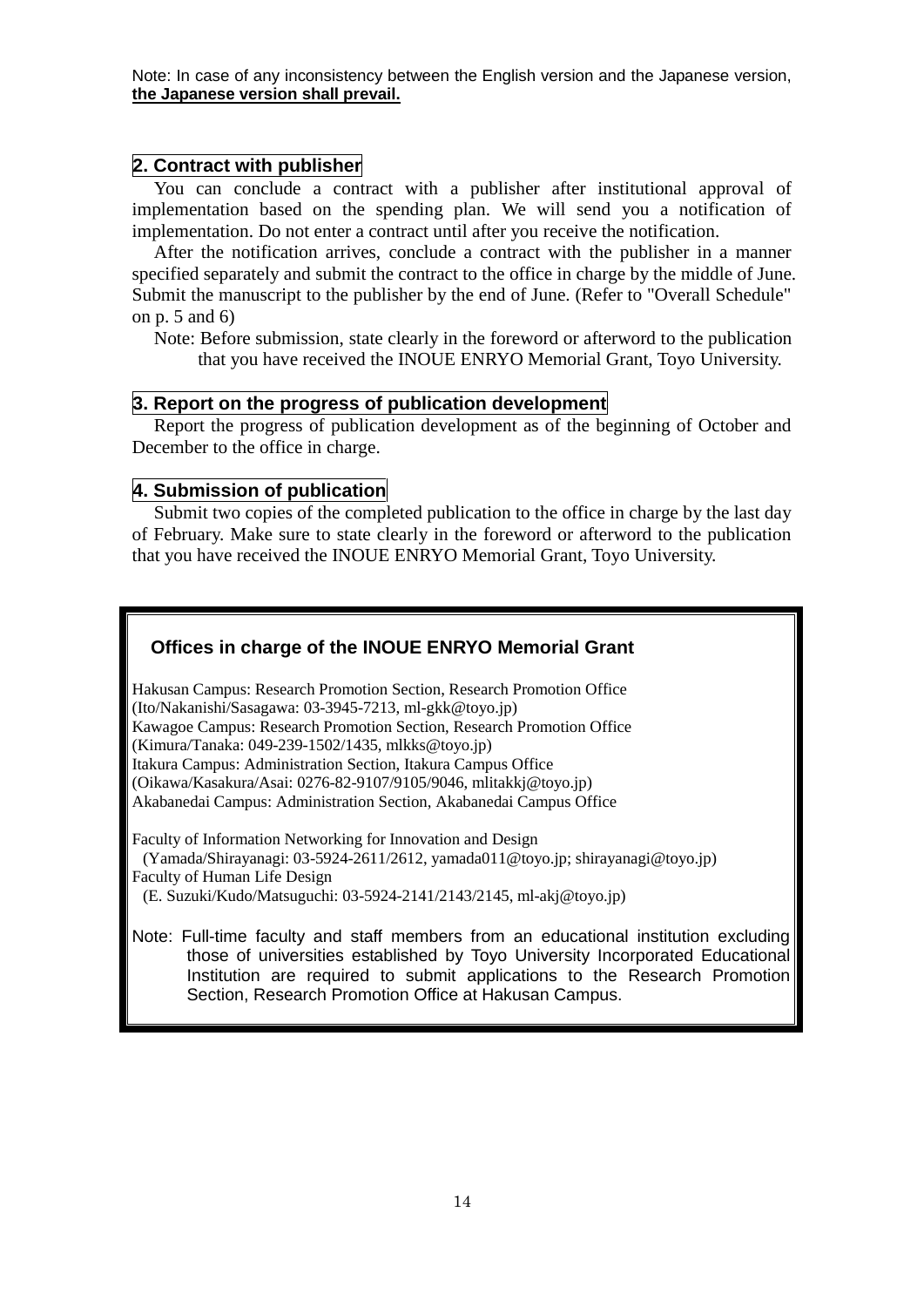Note: In case of any inconsistency between the English version and the Japanese version, **the Japanese version shall prevail.**

## 2. Contract with publisher

You can conclude a contract with a publisher after institutional approval of implementation based on the spending plan. We will send you a notification of implementation. Do not enter a contract until after you receive the notification.

After the notification arrives, conclude a contract with the publisher in a manner specified separately and submit the contract to the office in charge by the middle of June. Submit the manuscript to the publisher by the end of June. (Refer to "Overall Schedule" on p. 5 and 6)

Note: Before submission, state clearly in the foreword or afterword to the publication that you have received the INOUE ENRYO Memorial Grant, Toyo University.

## 3. Report on the progress of publication development

Report the progress of publication development as of the beginning of October and December to the office in charge.

## 4. Submission of publication

Submit two copies of the completed publication to the office in charge by the last day of February. Make sure to state clearly in the foreword or afterword to the publication that you have received the INOUE ENRYO Memorial Grant, Toyo University.

### Offices in charge of the INOUE ENRYO Memorial Grant

Hakusan Campus: Research Promotion Section, Research Promotion Office
(Ito/Nakanishi/Sasagawa: 03-3945-7213, ml-gkk@toyo.jp)
Kawagoe Campus: Research Promotion Section, Research Promotion Office
(Kimura/Tanaka: 049-239-1502/1435, mlkks@toyo.jp)
Itakura Campus: Administration Section, Itakura Campus Office
(Oikawa/Kasakura/Asai: 0276-82-9107/9105/9046, mlitakkj@toyo.jp)
Akabanedai Campus: Administration Section, Akabanedai Campus Office

Faculty of Information Networking for Innovation and Design
(Yamada/Shirayanagi: 03-5924-2611/2612, yamada011@toyo.jp; shirayanagi@toyo.jp)
Faculty of Human Life Design
(E. Suzuki/Kudo/Matsuguchi: 03-5924-2141/2143/2145, ml-akj@toyo.jp)

Note: Full-time faculty and staff members from an educational institution excluding those of universities established by Toyo University Incorporated Educational Institution are required to submit applications to the Research Promotion Section, Research Promotion Office at Hakusan Campus.